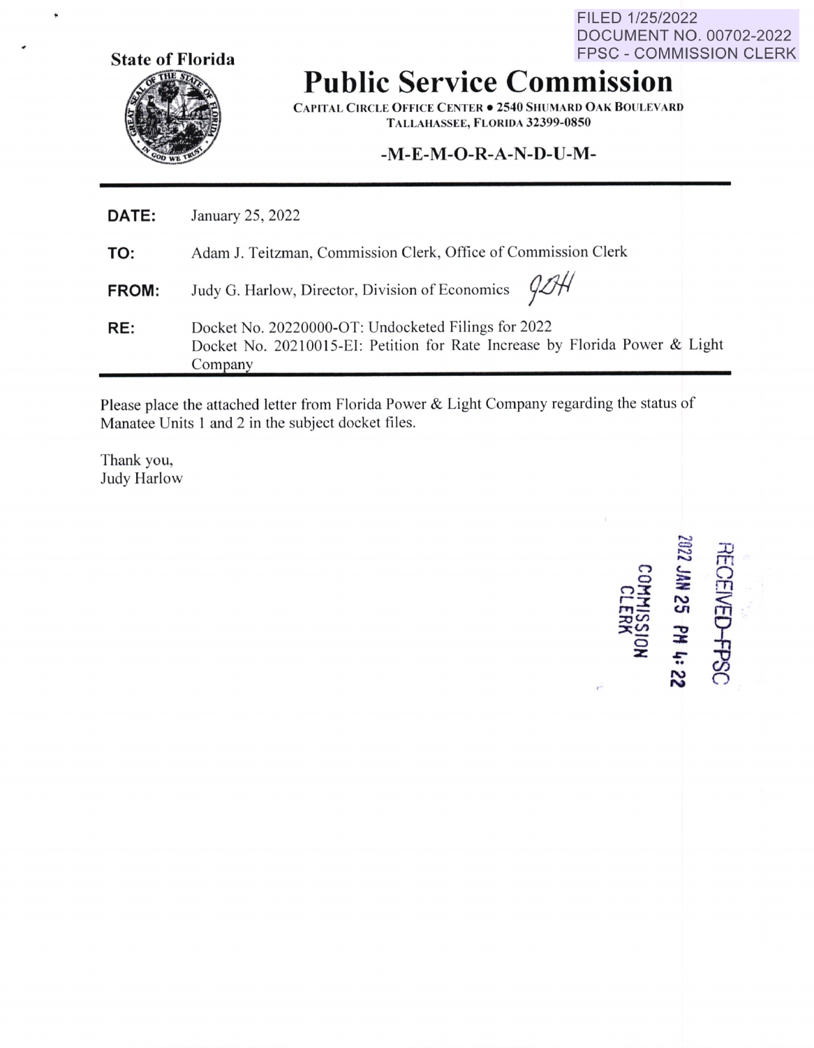FILED 1/25/2022
DOCUMENT NO. 00702-2022
FPSC - COMMISSION CLERK

**State of Florida**

# Public Service Commission

CAPITAL CIRCLE OFFICE CENTER • 2540 SHUMARD OAK BOULEVARD
TALLAHASSEE, FLORIDA 32399-0850

**-M-E-M-O-R-A-N-D-U-M-**

**DATE:** January 25, 2022

**TO:** Adam J. Teitzman, Commission Clerk, Office of Commission Clerk

**FROM:** Judy G. Harlow, Director, Division of Economics *JGH*

**RE:** Docket No. 20220000-OT: Undocketed Filings for 2022
Docket No. 20210015-EI: Petition for Rate Increase by Florida Power & Light Company

Please place the attached letter from Florida Power & Light Company regarding the status of Manatee Units 1 and 2 in the subject docket files.

Thank you,
Judy Harlow

RECEIVED-FPSC
2022 JAN 25 PM 4:22
COMMISSION CLERK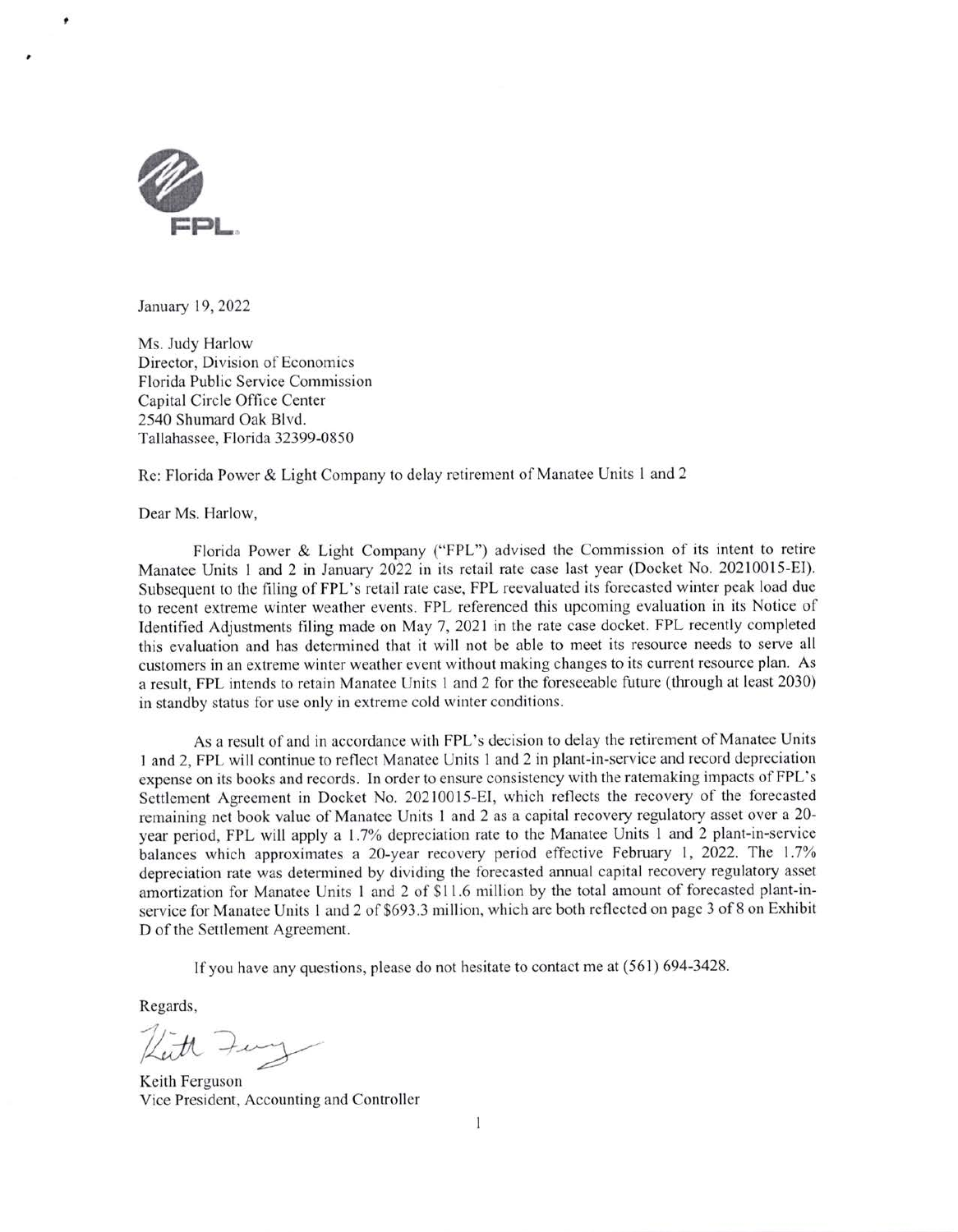FPL

January 19, 2022

Ms. Judy Harlow
Director, Division of Economics
Florida Public Service Commission
Capital Circle Office Center
2540 Shumard Oak Blvd.
Tallahassee, Florida 32399-0850

Re: Florida Power & Light Company to delay retirement of Manatee Units 1 and 2

Dear Ms. Harlow,

Florida Power & Light Company ("FPL") advised the Commission of its intent to retire Manatee Units 1 and 2 in January 2022 in its retail rate case last year (Docket No. 20210015-EI). Subsequent to the filing of FPL's retail rate case, FPL reevaluated its forecasted winter peak load due to recent extreme winter weather events. FPL referenced this upcoming evaluation in its Notice of Identified Adjustments filing made on May 7, 2021 in the rate case docket. FPL recently completed this evaluation and has determined that it will not be able to meet its resource needs to serve all customers in an extreme winter weather event without making changes to its current resource plan. As a result, FPL intends to retain Manatee Units 1 and 2 for the foreseeable future (through at least 2030) in standby status for use only in extreme cold winter conditions.

As a result of and in accordance with FPL's decision to delay the retirement of Manatee Units 1 and 2, FPL will continue to reflect Manatee Units 1 and 2 in plant-in-service and record depreciation expense on its books and records. In order to ensure consistency with the ratemaking impacts of FPL's Settlement Agreement in Docket No. 20210015-EI, which reflects the recovery of the forecasted remaining net book value of Manatee Units 1 and 2 as a capital recovery regulatory asset over a 20-year period, FPL will apply a 1.7% depreciation rate to the Manatee Units 1 and 2 plant-in-service balances which approximates a 20-year recovery period effective February 1, 2022. The 1.7% depreciation rate was determined by dividing the forecasted annual capital recovery regulatory asset amortization for Manatee Units 1 and 2 of $11.6 million by the total amount of forecasted plant-in-service for Manatee Units 1 and 2 of $693.3 million, which are both reflected on page 3 of 8 on Exhibit D of the Settlement Agreement.

If you have any questions, please do not hesitate to contact me at (561) 694-3428.

Regards,

Keith Ferguson
Vice President, Accounting and Controller